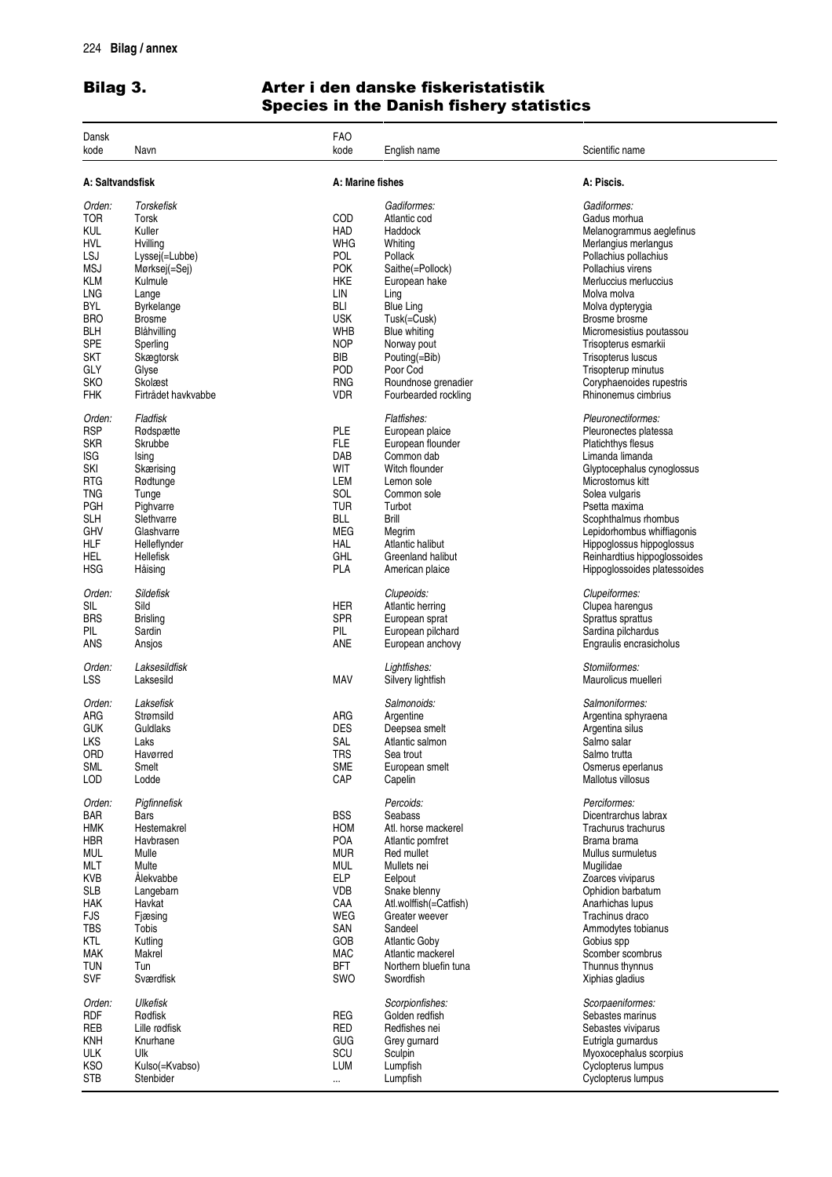## Bilag 3. Arter i den danske fiskeristatistik
## Species in the Danish fishery statistics

| Dansk kode | Navn | FAO kode | English name | Scientific name |
|---|---|---|---|---|
| **A: Saltvandsfisk** | | **A: Marine fishes** | | **A: Piscis.** |
| *Orden:* | *Torskefisk* | | *Gadiformes:* | *Gadiformes:* |
| TOR | Torsk | COD | Atlantic cod | Gadus morhua |
| KUL | Kuller | HAD | Haddock | Melanogrammus aeglefinus |
| HVL | Hvilling | WHG | Whiting | Merlangius merlangus |
| LSJ | Lyssej(=Lubbe) | POL | Pollack | Pollachius pollachius |
| MSJ | Mørksej(=Sej) | POK | Saithe(=Pollock) | Pollachius virens |
| KLM | Kulmule | HKE | European hake | Merluccius merluccius |
| LNG | Lange | LIN | Ling | Molva molva |
| BYL | Byrkelange | BLI | Blue Ling | Molva dypterygia |
| BRO | Brosme | USK | Tusk(=Cusk) | Brosme brosme |
| BLH | Blåhvilling | WHB | Blue whiting | Micromesistius poutassou |
| SPE | Sperling | NOP | Norway pout | Trisopterus esmarkii |
| SKT | Skægtorsk | BIB | Pouting(=Bib) | Trisopterus luscus |
| GLY | Glyse | POD | Poor Cod | Trisopterup minutus |
| SKO | Skolæst | RNG | Roundnose grenadier | Coryphaenoides rupestris |
| FHK | Firtrådet havkvabbe | VDR | Fourbearded rockling | Rhinonemus cimbrius |
| *Orden:* | *Fladfisk* | | *Flatfishes:* | *Pleuronectiformes:* |
| RSP | Rødspætte | PLE | European plaice | Pleuronectes platessa |
| SKR | Skrubbe | FLE | European flounder | Platichthys flesus |
| ISG | Ising | DAB | Common dab | Limanda limanda |
| SKI | Skærising | WIT | Witch flounder | Glyptocephalus cynoglossus |
| RTG | Rødtunge | LEM | Lemon sole | Microstomus kitt |
| TNG | Tunge | SOL | Common sole | Solea vulgaris |
| PGH | Pighvarre | TUR | Turbot | Psetta maxima |
| SLH | Slethvarre | BLL | Brill | Scophthalmus rhombus |
| GHV | Glashvarre | MEG | Megrim | Lepidorhombus whiffiagonis |
| HLF | Helleflynder | HAL | Atlantic halibut | Hippoglossus hippoglossus |
| HEL | Hellefisk | GHL | Greenland halibut | Reinhardtius hippoglossoides |
| HSG | Håising | PLA | American plaice | Hippoglossoides platessoides |
| *Orden:* | *Sildefisk* | | *Clupeoids:* | *Clupeiformes:* |
| SIL | Sild | HER | Atlantic herring | Clupea harengus |
| BRS | Brisling | SPR | European sprat | Sprattus sprattus |
| PIL | Sardin | PIL | European pilchard | Sardina pilchardus |
| ANS | Ansjos | ANE | European anchovy | Engraulis encrasicholus |
| *Orden:* | *Laksesildfisk* | | *Lightfishes:* | *Stomiiformes:* |
| LSS | Laksesild | MAV | Silvery lightfish | Maurolicus muelleri |
| *Orden:* | *Laksefisk* | | *Salmonoids:* | *Salmoniformes:* |
| ARG | Strømsild | ARG | Argentine | Argentina sphyraena |
| GUK | Guldlaks | DES | Deepsea smelt | Argentina silus |
| LKS | Laks | SAL | Atlantic salmon | Salmo salar |
| ORD | Havørred | TRS | Sea trout | Salmo trutta |
| SML | Smelt | SME | European smelt | Osmerus eperlanus |
| LOD | Lodde | CAP | Capelin | Mallotus villosus |
| *Orden:* | *Pigfinnefisk* | | *Percoids:* | *Perciformes:* |
| BAR | Bars | BSS | Seabass | Dicentrarchus labrax |
| HMK | Hestemakrel | HOM | Atl. horse mackerel | Trachurus trachurus |
| HBR | Havbrasen | POA | Atlantic pomfret | Brama brama |
| MUL | Mulle | MUR | Red mullet | Mullus surmuletus |
| MLT | Multe | MUL | Mullets nei | Mugilidae |
| KVB | Ålekvabbe | ELP | Eelpout | Zoarces viviparus |
| SLB | Langebarn | VDB | Snake blenny | Ophidion barbatum |
| HAK | Havkat | CAA | Atl.wolffish(=Catfish) | Anarhichas lupus |
| FJS | Fjæsing | WEG | Greater weever | Trachinus draco |
| TBS | Tobis | SAN | Sandeel | Ammodytes tobianus |
| KTL | Kutling | GOB | Atlantic Goby | Gobius spp |
| MAK | Makrel | MAC | Atlantic mackerel | Scomber scombrus |
| TUN | Tun | BFT | Northern bluefin tuna | Thunnus thynnus |
| SVF | Sværdfisk | SWO | Swordfish | Xiphias gladius |
| *Orden:* | *Ulkefisk* | | *Scorpionfishes:* | *Scorpaeniformes:* |
| RDF | Rødfisk | REG | Golden redfish | Sebastes marinus |
| REB | Lille rødfisk | RED | Redfishes nei | Sebastes viviparus |
| KNH | Knurhane | GUG | Grey gurnard | Eutrigla gurnardus |
| ULK | Ulk | SCU | Sculpin | Myoxocephalus scorpius |
| KSO | Kulso(=Kvabso) | LUM | Lumpfish | Cyclopterus lumpus |
| STB | Stenbider | ... | Lumpfish | Cyclopterus lumpus |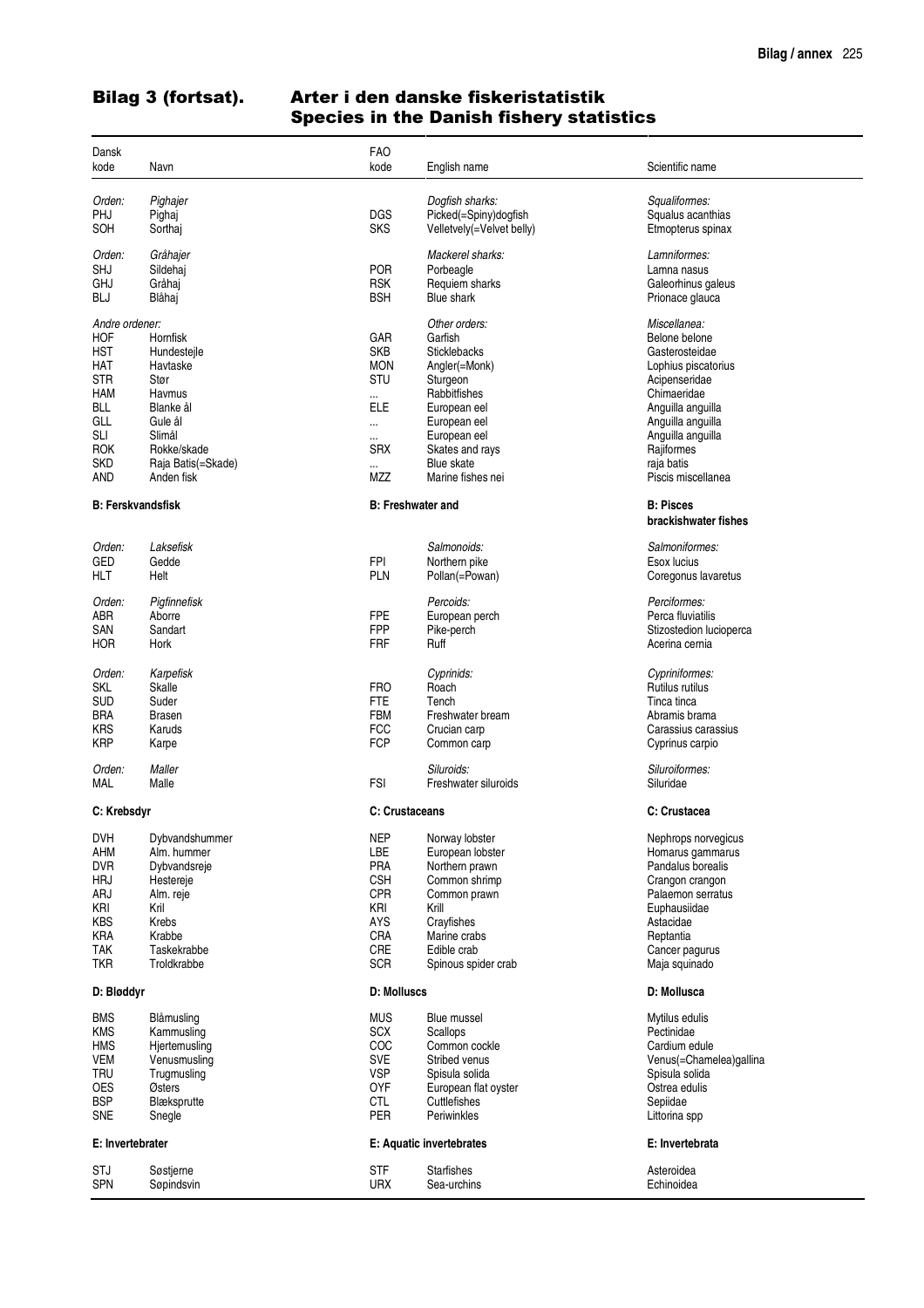## Bilag 3 (fortsat). Arter i den danske fiskeristatistik
## Species in the Danish fishery statistics

| Dansk kode | Navn | FAO kode | English name | Scientific name |
|---|---|---|---|---|
| *Orden:* | *Pighajer* | | *Dogfish sharks:* | *Squaliformes:* |
| PHJ | Pighaj | DGS | Picked(=Spiny)dogfish | Squalus acanthias |
| SOH | Sorthaj | SKS | Velletvely(=Velvet belly) | Etmopterus spinax |
| *Orden:* | *Gråhajer* | | *Mackerel sharks:* | *Lamniformes:* |
| SHJ | Sildehaj | POR | Porbeagle | Lamna nasus |
| GHJ | Gråhaj | RSK | Requiem sharks | Galeorhinus galeus |
| BLJ | Blåhaj | BSH | Blue shark | Prionace glauca |
| *Andre ordener:* | | | *Other orders:* | *Miscellanea:* |
| HOF | Hornfisk | GAR | Garfish | Belone belone |
| HST | Hundestejle | SKB | Sticklebacks | Gasterosteidae |
| HAT | Havtaske | MON | Angler(=Monk) | Lophius piscatorius |
| STR | Stør | STU | Sturgeon | Acipenseridae |
| HAM | Havmus | ... | Rabbitfishes | Chimaeridae |
| BLL | Blanke ål | ELE | European eel | Anguilla anguilla |
| GLL | Gule ål | ... | European eel | Anguilla anguilla |
| SLI | Slimål | ... | European eel | Anguilla anguilla |
| ROK | Rokke/skade | SRX | Skates and rays | Rajiformes |
| SKD | Raja Batis(=Skade) | ... | Blue skate | raja batis |
| AND | Anden fisk | MZZ | Marine fishes nei | Piscis miscellanea |
| **B: Ferskvandsfisk** | | **B: Freshwater and brackishwater fishes** | | **B: Pisces** |
| *Orden:* | *Laksefisk* | | *Salmonoids:* | *Salmoniformes:* |
| GED | Gedde | FPI | Northern pike | Esox lucius |
| HLT | Helt | PLN | Pollan(=Powan) | Coregonus lavaretus |
| *Orden:* | *Pigfinnefisk* | | *Percoids:* | *Perciformes:* |
| ABR | Aborre | FPE | European perch | Perca fluviatilis |
| SAN | Sandart | FPP | Pike-perch | Stizostedion lucioperca |
| HOR | Hork | FRF | Ruff | Acerina cernia |
| *Orden:* | *Karpefisk* | | *Cyprinids:* | *Cypriniformes:* |
| SKL | Skalle | FRO | Roach | Rutilus rutilus |
| SUD | Suder | FTE | Tench | Tinca tinca |
| BRA | Brasen | FBM | Freshwater bream | Abramis brama |
| KRS | Karuds | FCC | Crucian carp | Carassius carassius |
| KRP | Karpe | FCP | Common carp | Cyprinus carpio |
| *Orden:* | *Maller* | | *Siluroids:* | *Siluroiformes:* |
| MAL | Malle | FSI | Freshwater siluroids | Siluridae |
| **C: Krebsdyr** | | **C: Crustaceans** | | **C: Crustacea** |
| DVH | Dybvandshummer | NEP | Norway lobster | Nephrops norvegicus |
| AHM | Alm. hummer | LBE | European lobster | Homarus gammarus |
| DVR | Dybvandsreje | PRA | Northern prawn | Pandalus borealis |
| HRJ | Hestereje | CSH | Common shrimp | Crangon crangon |
| ARJ | Alm. reje | CPR | Common prawn | Palaemon serratus |
| KRI | Kril | KRI | Krill | Euphausiidae |
| KBS | Krebs | AYS | Crayfishes | Astacidae |
| KRA | Krabbe | CRA | Marine crabs | Reptantia |
| TAK | Taskekrabbe | CRE | Edible crab | Cancer pagurus |
| TKR | Troldkrabbe | SCR | Spinous spider crab | Maja squinado |
| **D: Bløddyr** | | **D: Molluscs** | | **D: Mollusca** |
| BMS | Blåmusling | MUS | Blue mussel | Mytilus edulis |
| KMS | Kammusling | SCX | Scallops | Pectinidae |
| HMS | Hjertemusling | COC | Common cockle | Cardium edule |
| VEM | Venusmusling | SVE | Stribed venus | Venus(=Chamelea)gallina |
| TRU | Trugmusling | VSP | Spisula solida | Spisula solida |
| OES | Østers | OYF | European flat oyster | Ostrea edulis |
| BSP | Blæksprutte | CTL | Cuttlefishes | Sepiidae |
| SNE | Snegle | PER | Periwinkles | Littorina spp |
| **E: Invertebrater** | | **E: Aquatic invertebrates** | | **E: Invertebrata** |
| STJ | Søstjerne | STF | Starfishes | Asteroidea |
| SPN | Søpindsvin | URX | Sea-urchins | Echinoidea |